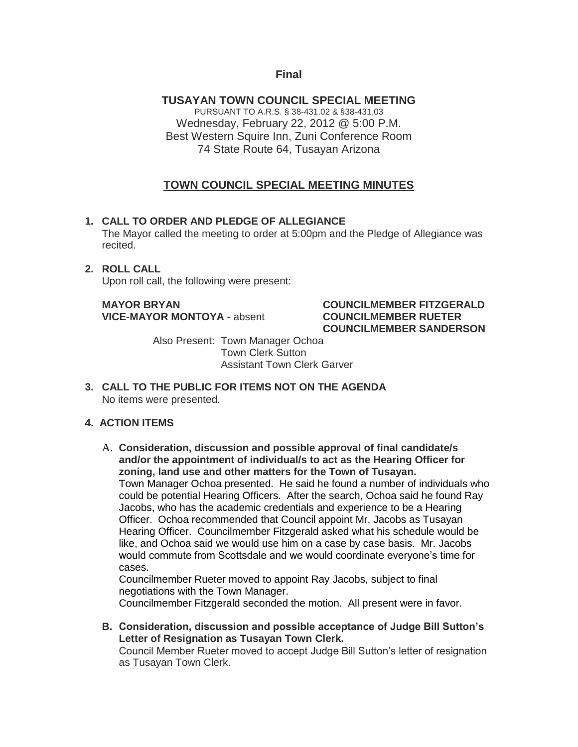**Final**

**TUSAYAN TOWN COUNCIL SPECIAL MEETING**

PURSUANT TO A.R.S. § 38-431.02 & §38-431.03

Wednesday, February 22, 2012 @ 5:00 P.M.

Best Western Squire Inn, Zuni Conference Room

74 State Route 64, Tusayan Arizona

## TOWN COUNCIL SPECIAL MEETING MINUTES

**1. CALL TO ORDER AND PLEDGE OF ALLEGIANCE**

The Mayor called the meeting to order at 5:00pm and the Pledge of Allegiance was recited.

**2. ROLL CALL**

Upon roll call, the following were present:

**MAYOR BRYAN**
**VICE-MAYOR MONTOYA** - absent
**COUNCILMEMBER FITZGERALD**
**COUNCILMEMBER RUETER**
**COUNCILMEMBER SANDERSON**

Also Present: Town Manager Ochoa
Town Clerk Sutton
Assistant Town Clerk Garver

**3. CALL TO THE PUBLIC FOR ITEMS NOT ON THE AGENDA**

No items were presented.

**4. ACTION ITEMS**

A. **Consideration, discussion and possible approval of final candidate/s and/or the appointment of individual/s to act as the Hearing Officer for zoning, land use and other matters for the Town of Tusayan.**

Town Manager Ochoa presented. He said he found a number of individuals who could be potential Hearing Officers. After the search, Ochoa said he found Ray Jacobs, who has the academic credentials and experience to be a Hearing Officer. Ochoa recommended that Council appoint Mr. Jacobs as Tusayan Hearing Officer. Councilmember Fitzgerald asked what his schedule would be like, and Ochoa said we would use him on a case by case basis. Mr. Jacobs would commute from Scottsdale and we would coordinate everyone's time for cases.

Councilmember Rueter moved to appoint Ray Jacobs, subject to final negotiations with the Town Manager.

Councilmember Fitzgerald seconded the motion. All present were in favor.

B. **Consideration, discussion and possible acceptance of Judge Bill Sutton's Letter of Resignation as Tusayan Town Clerk.**

Council Member Rueter moved to accept Judge Bill Sutton's letter of resignation as Tusayan Town Clerk.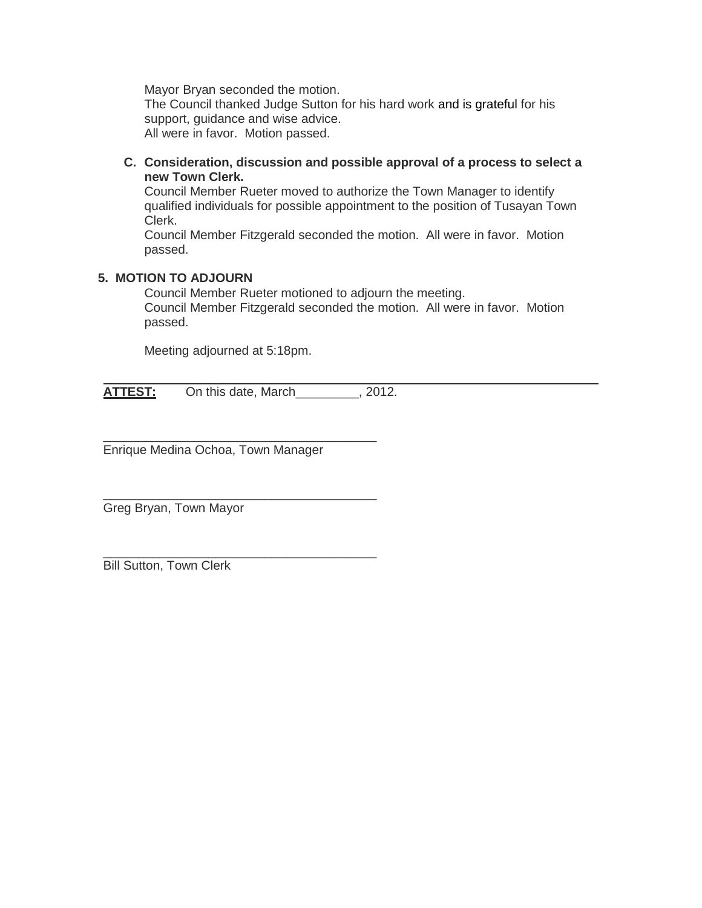Mayor Bryan seconded the motion.
The Council thanked Judge Sutton for his hard work and is grateful for his support, guidance and wise advice.
All were in favor. Motion passed.

**C. Consideration, discussion and possible approval of a process to select a new Town Clerk.**
Council Member Rueter moved to authorize the Town Manager to identify qualified individuals for possible appointment to the position of Tusayan Town Clerk.
Council Member Fitzgerald seconded the motion. All were in favor. Motion passed.

**5. MOTION TO ADJOURN**
Council Member Rueter motioned to adjourn the meeting.
Council Member Fitzgerald seconded the motion. All were in favor. Motion passed.

Meeting adjourned at 5:18pm.

---

**ATTEST:** On this date, March_________, 2012.

_______________________________________
Enrique Medina Ochoa, Town Manager

_______________________________________
Greg Bryan, Town Mayor

_______________________________________
Bill Sutton, Town Clerk